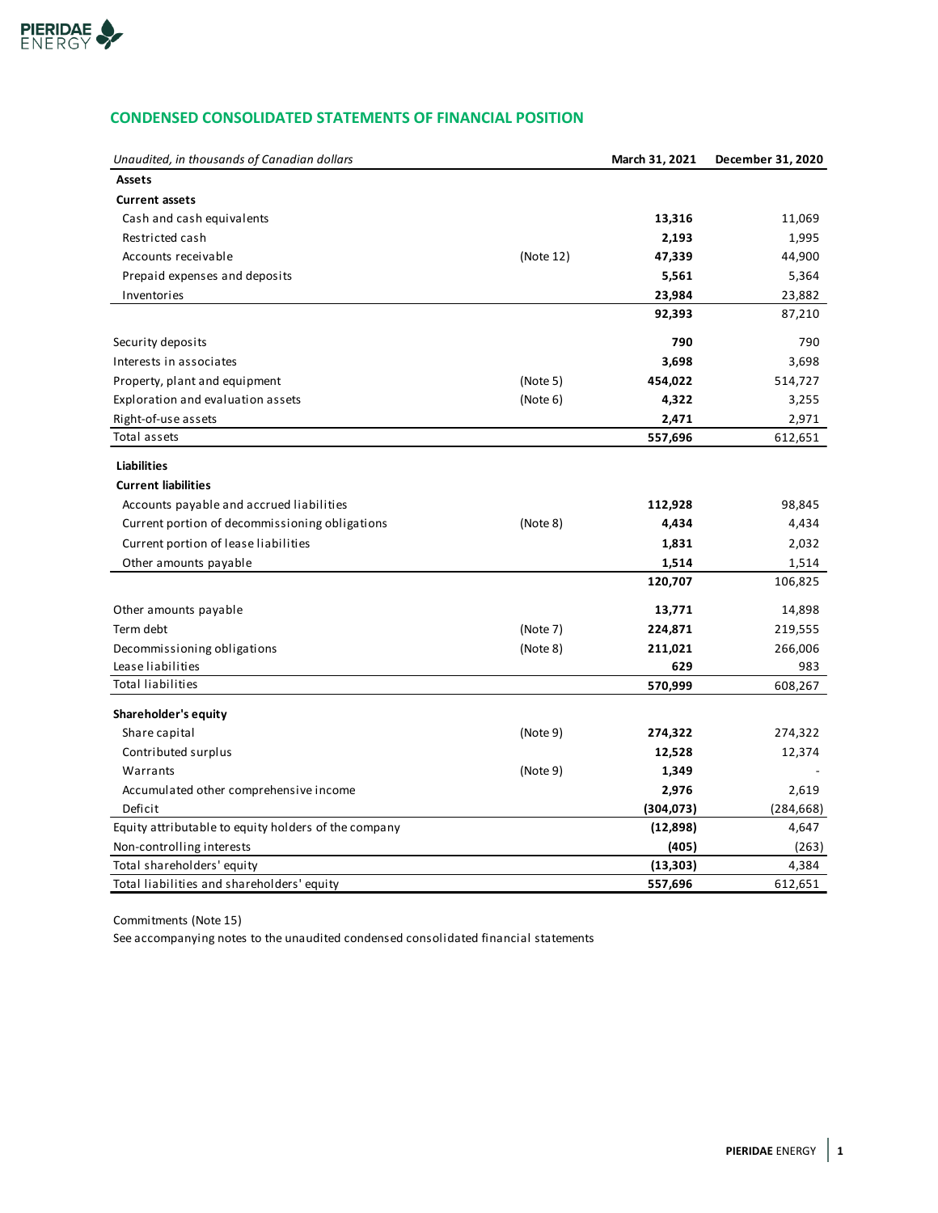## CONDENSED CONSOLIDATED STATEMENTS OF FINANCIAL POSITION

| *Unaudited, in thousands of Canadian dollars* | | **March 31, 2021** | **December 31, 2020** |
|---|---|---|---|
| **Assets** | | | |
| **Current assets** | | | |
| Cash and cash equivalents | | **13,316** | 11,069 |
| Restricted cash | | **2,193** | 1,995 |
| Accounts receivable | (Note 12) | **47,339** | 44,900 |
| Prepaid expenses and deposits | | **5,561** | 5,364 |
| Inventories | | **23,984** | 23,882 |
| | | **92,393** | 87,210 |
| Security deposits | | **790** | 790 |
| Interests in associates | | **3,698** | 3,698 |
| Property, plant and equipment | (Note 5) | **454,022** | 514,727 |
| Exploration and evaluation assets | (Note 6) | **4,322** | 3,255 |
| Right-of-use assets | | **2,471** | 2,971 |
| Total assets | | **557,696** | 612,651 |
| **Liabilities** | | | |
| **Current liabilities** | | | |
| Accounts payable and accrued liabilities | | **112,928** | 98,845 |
| Current portion of decommissioning obligations | (Note 8) | **4,434** | 4,434 |
| Current portion of lease liabilities | | **1,831** | 2,032 |
| Other amounts payable | | **1,514** | 1,514 |
| | | **120,707** | 106,825 |
| Other amounts payable | | **13,771** | 14,898 |
| Term debt | (Note 7) | **224,871** | 219,555 |
| Decommissioning obligations | (Note 8) | **211,021** | 266,006 |
| Lease liabilities | | **629** | 983 |
| Total liabilities | | **570,999** | 608,267 |
| **Shareholder's equity** | | | |
| Share capital | (Note 9) | **274,322** | 274,322 |
| Contributed surplus | | **12,528** | 12,374 |
| Warrants | (Note 9) | **1,349** | - |
| Accumulated other comprehensive income | | **2,976** | 2,619 |
| Deficit | | **(304,073)** | (284,668) |
| Equity attributable to equity holders of the company | | **(12,898)** | 4,647 |
| Non-controlling interests | | **(405)** | (263) |
| Total shareholders' equity | | **(13,303)** | 4,384 |
| Total liabilities and shareholders' equity | | **557,696** | 612,651 |

Commitments (Note 15)

See accompanying notes to the unaudited condensed consolidated financial statements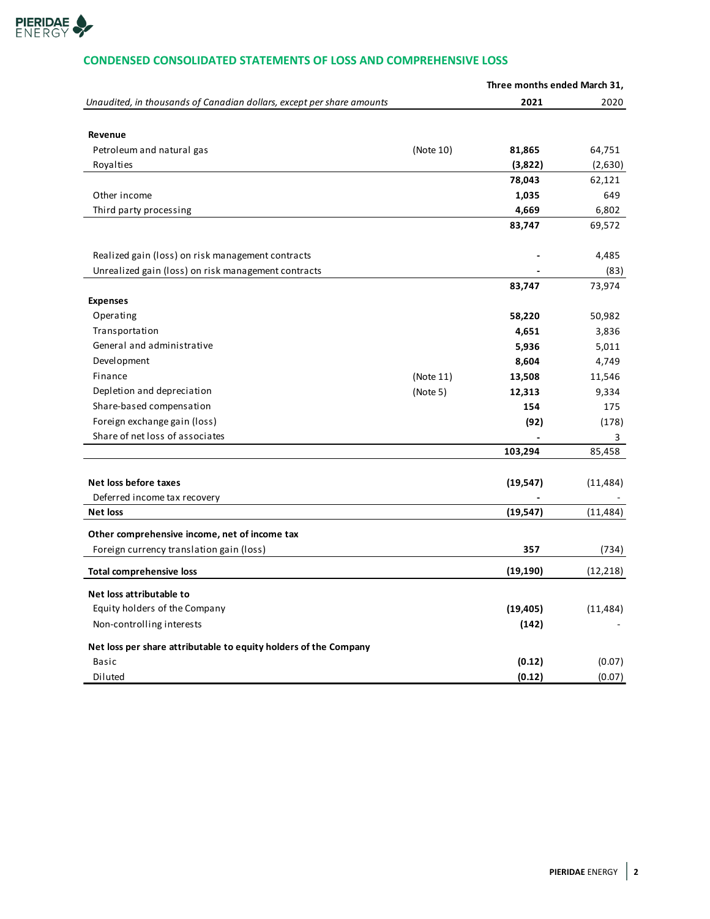## CONDENSED CONSOLIDATED STATEMENTS OF LOSS AND COMPREHENSIVE LOSS

| *Unaudited, in thousands of Canadian dollars, except per share amounts* | | Three months ended March 31, 2021 | 2020 |
|---|---|---|---|
| **Revenue** | | | |
| Petroleum and natural gas | (Note 10) | **81,865** | 64,751 |
| Royalties | | **(3,822)** | (2,630) |
| | | **78,043** | 62,121 |
| Other income | | **1,035** | 649 |
| Third party processing | | **4,669** | 6,802 |
| | | **83,747** | 69,572 |
| Realized gain (loss) on risk management contracts | | **-** | 4,485 |
| Unrealized gain (loss) on risk management contracts | | **-** | (83) |
| | | **83,747** | 73,974 |
| **Expenses** | | | |
| Operating | | **58,220** | 50,982 |
| Transportation | | **4,651** | 3,836 |
| General and administrative | | **5,936** | 5,011 |
| Development | | **8,604** | 4,749 |
| Finance | (Note 11) | **13,508** | 11,546 |
| Depletion and depreciation | (Note 5) | **12,313** | 9,334 |
| Share-based compensation | | **154** | 175 |
| Foreign exchange gain (loss) | | **(92)** | (178) |
| Share of net loss of associates | | **-** | 3 |
| | | **103,294** | 85,458 |
| **Net loss before taxes** | | **(19,547)** | (11,484) |
| Deferred income tax recovery | | **-** | - |
| **Net loss** | | **(19,547)** | (11,484) |
| **Other comprehensive income, net of income tax** | | | |
| Foreign currency translation gain (loss) | | **357** | (734) |
| **Total comprehensive loss** | | **(19,190)** | (12,218) |
| **Net loss attributable to** | | | |
| Equity holders of the Company | | **(19,405)** | (11,484) |
| Non-controlling interests | | **(142)** | - |
| **Net loss per share attributable to equity holders of the Company** | | | |
| Basic | | **(0.12)** | (0.07) |
| Diluted | | **(0.12)** | (0.07) |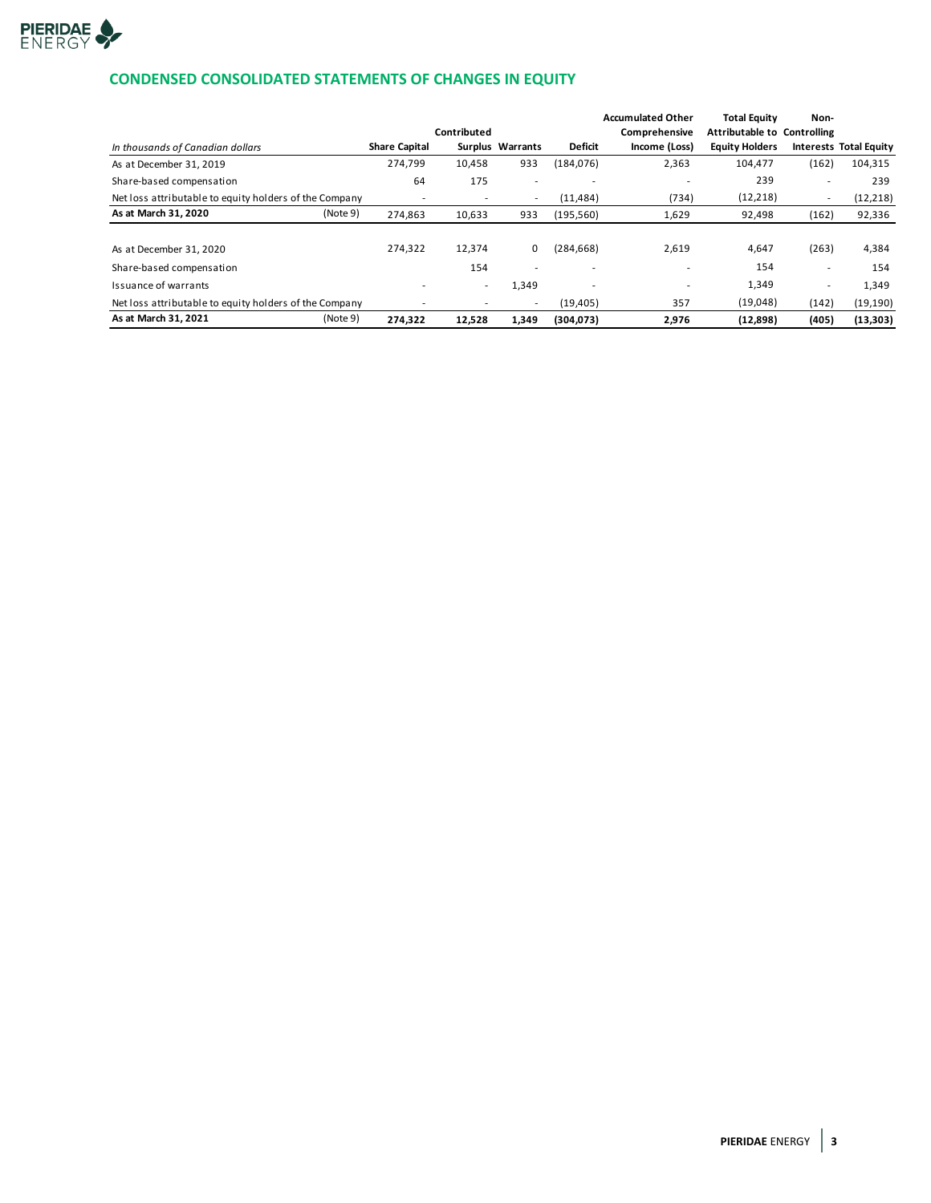## CONDENSED CONSOLIDATED STATEMENTS OF CHANGES IN EQUITY

| *In thousands of Canadian dollars* | | Share Capital | Contributed Surplus | Warrants | Deficit | Accumulated Other Comprehensive Income (Loss) | Total Equity Attributable to Equity Holders | Non-Controlling Interests | Total Equity |
|---|---|---|---|---|---|---|---|---|---|
| As at December 31, 2019 | | 274,799 | 10,458 | 933 | (184,076) | 2,363 | 104,477 | (162) | 104,315 |
| Share-based compensation | | 64 | 175 | - | - | - | 239 | - | 239 |
| Net loss attributable to equity holders of the Company | | - | - | - | (11,484) | (734) | (12,218) | - | (12,218) |
| **As at March 31, 2020** | (Note 9) | 274,863 | 10,633 | 933 | (195,560) | 1,629 | 92,498 | (162) | 92,336 |
| | | | | | | | | | |
| As at December 31, 2020 | | 274,322 | 12,374 | 0 | (284,668) | 2,619 | 4,647 | (263) | 4,384 |
| Share-based compensation | | | 154 | - | - | - | 154 | - | 154 |
| Issuance of warrants | | - | - | 1,349 | - | - | 1,349 | - | 1,349 |
| Net loss attributable to equity holders of the Company | | - | - | - | (19,405) | 357 | (19,048) | (142) | (19,190) |
| **As at March 31, 2021** | (Note 9) | **274,322** | **12,528** | **1,349** | **(304,073)** | **2,976** | **(12,898)** | **(405)** | **(13,303)** |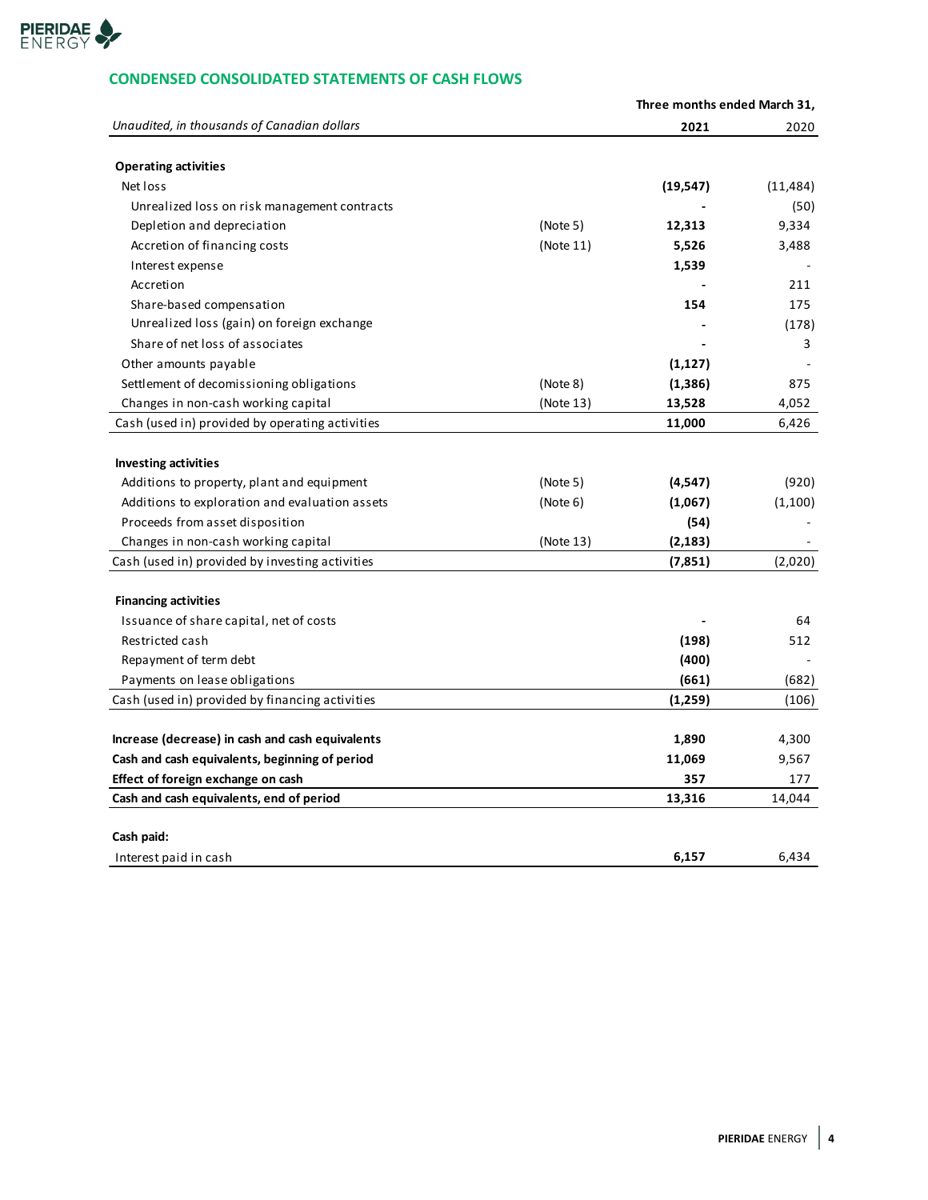## CONDENSED CONSOLIDATED STATEMENTS OF CASH FLOWS

| *Unaudited, in thousands of Canadian dollars* | | Three months ended March 31, 2021 | 2020 |
|---|---|---|---|
| **Operating activities** | | | |
| Net loss | | **(19,547)** | (11,484) |
| Unrealized loss on risk management contracts | | **-** | (50) |
| Depletion and depreciation | (Note 5) | **12,313** | 9,334 |
| Accretion of financing costs | (Note 11) | **5,526** | 3,488 |
| Interest expense | | **1,539** | - |
| Accretion | | **-** | 211 |
| Share-based compensation | | **154** | 175 |
| Unrealized loss (gain) on foreign exchange | | **-** | (178) |
| Share of net loss of associates | | **-** | 3 |
| Other amounts payable | | **(1,127)** | - |
| Settlement of decomissioning obligations | (Note 8) | **(1,386)** | 875 |
| Changes in non-cash working capital | (Note 13) | **13,528** | 4,052 |
| Cash (used in) provided by operating activities | | **11,000** | 6,426 |
| **Investing activities** | | | |
| Additions to property, plant and equipment | (Note 5) | **(4,547)** | (920) |
| Additions to exploration and evaluation assets | (Note 6) | **(1,067)** | (1,100) |
| Proceeds from asset disposition | | **(54)** | - |
| Changes in non-cash working capital | (Note 13) | **(2,183)** | - |
| Cash (used in) provided by investing activities | | **(7,851)** | (2,020) |
| **Financing activities** | | | |
| Issuance of share capital, net of costs | | **-** | 64 |
| Restricted cash | | **(198)** | 512 |
| Repayment of term debt | | **(400)** | - |
| Payments on lease obligations | | **(661)** | (682) |
| Cash (used in) provided by financing activities | | **(1,259)** | (106) |
| **Increase (decrease) in cash and cash equivalents** | | **1,890** | 4,300 |
| **Cash and cash equivalents, beginning of period** | | **11,069** | 9,567 |
| **Effect of foreign exchange on cash** | | **357** | 177 |
| **Cash and cash equivalents, end of period** | | **13,316** | 14,044 |
| **Cash paid:** | | | |
| Interest paid in cash | | **6,157** | 6,434 |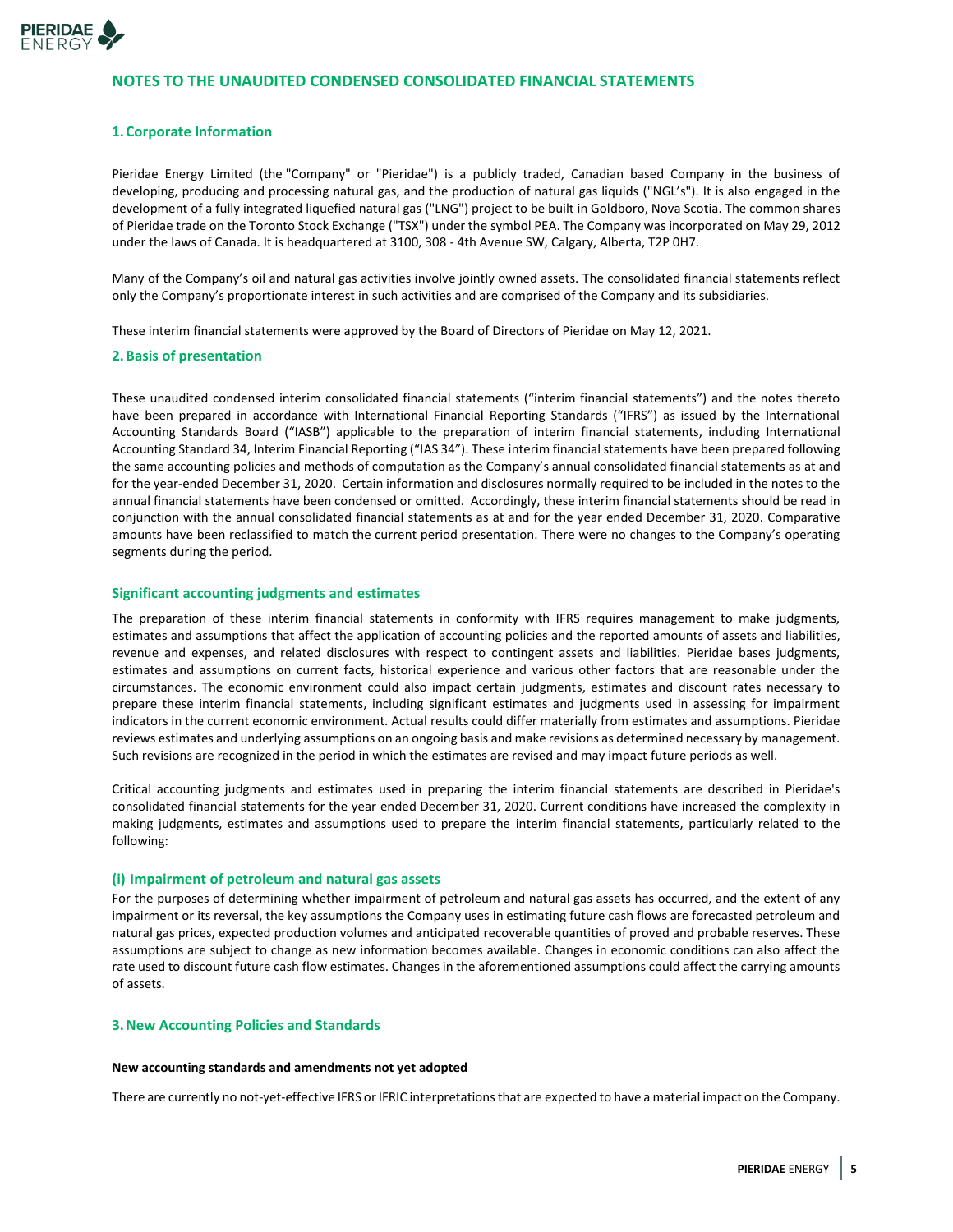# NOTES TO THE UNAUDITED CONDENSED CONSOLIDATED FINANCIAL STATEMENTS

## 1. Corporate Information

Pieridae Energy Limited (the "Company" or "Pieridae") is a publicly traded, Canadian based Company in the business of developing, producing and processing natural gas, and the production of natural gas liquids ("NGL's"). It is also engaged in the development of a fully integrated liquefied natural gas ("LNG") project to be built in Goldboro, Nova Scotia. The common shares of Pieridae trade on the Toronto Stock Exchange ("TSX") under the symbol PEA. The Company was incorporated on May 29, 2012 under the laws of Canada. It is headquartered at 3100, 308 - 4th Avenue SW, Calgary, Alberta, T2P 0H7.

Many of the Company's oil and natural gas activities involve jointly owned assets. The consolidated financial statements reflect only the Company's proportionate interest in such activities and are comprised of the Company and its subsidiaries.

These interim financial statements were approved by the Board of Directors of Pieridae on May 12, 2021.

## 2. Basis of presentation

These unaudited condensed interim consolidated financial statements ("interim financial statements") and the notes thereto have been prepared in accordance with International Financial Reporting Standards ("IFRS") as issued by the International Accounting Standards Board ("IASB") applicable to the preparation of interim financial statements, including International Accounting Standard 34, Interim Financial Reporting ("IAS 34"). These interim financial statements have been prepared following the same accounting policies and methods of computation as the Company's annual consolidated financial statements as at and for the year-ended December 31, 2020. Certain information and disclosures normally required to be included in the notes to the annual financial statements have been condensed or omitted. Accordingly, these interim financial statements should be read in conjunction with the annual consolidated financial statements as at and for the year ended December 31, 2020. Comparative amounts have been reclassified to match the current period presentation. There were no changes to the Company's operating segments during the period.

### Significant accounting judgments and estimates

The preparation of these interim financial statements in conformity with IFRS requires management to make judgments, estimates and assumptions that affect the application of accounting policies and the reported amounts of assets and liabilities, revenue and expenses, and related disclosures with respect to contingent assets and liabilities. Pieridae bases judgments, estimates and assumptions on current facts, historical experience and various other factors that are reasonable under the circumstances. The economic environment could also impact certain judgments, estimates and discount rates necessary to prepare these interim financial statements, including significant estimates and judgments used in assessing for impairment indicators in the current economic environment. Actual results could differ materially from estimates and assumptions. Pieridae reviews estimates and underlying assumptions on an ongoing basis and make revisions as determined necessary by management. Such revisions are recognized in the period in which the estimates are revised and may impact future periods as well.

Critical accounting judgments and estimates used in preparing the interim financial statements are described in Pieridae's consolidated financial statements for the year ended December 31, 2020. Current conditions have increased the complexity in making judgments, estimates and assumptions used to prepare the interim financial statements, particularly related to the following:

### (i) Impairment of petroleum and natural gas assets

For the purposes of determining whether impairment of petroleum and natural gas assets has occurred, and the extent of any impairment or its reversal, the key assumptions the Company uses in estimating future cash flows are forecasted petroleum and natural gas prices, expected production volumes and anticipated recoverable quantities of proved and probable reserves. These assumptions are subject to change as new information becomes available. Changes in economic conditions can also affect the rate used to discount future cash flow estimates. Changes in the aforementioned assumptions could affect the carrying amounts of assets.

## 3. New Accounting Policies and Standards

**New accounting standards and amendments not yet adopted**

There are currently no not-yet-effective IFRS or IFRIC interpretations that are expected to have a material impact on the Company.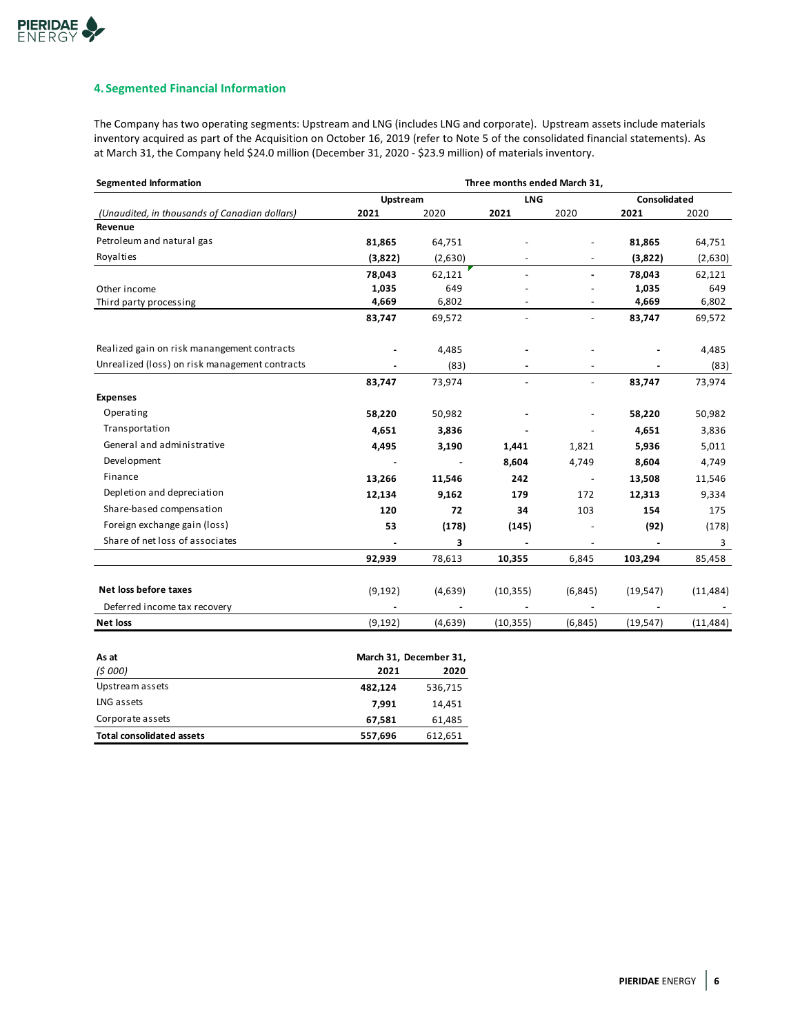## 4. Segmented Financial Information

The Company has two operating segments: Upstream and LNG (includes LNG and corporate). Upstream assets include materials inventory acquired as part of the Acquisition on October 16, 2019 (refer to Note 5 of the consolidated financial statements). As at March 31, the Company held $24.0 million (December 31, 2020 - $23.9 million) of materials inventory.

| **Segmented Information** | **Three months ended March 31,** | | | | | |
|---|---|---|---|---|---|---|
| | **Upstream** | | **LNG** | | **Consolidated** | |
| *(Unaudited, in thousands of Canadian dollars)* | **2021** | 2020 | **2021** | 2020 | **2021** | 2020 |
| **Revenue** | | | | | | |
| Petroleum and natural gas | **81,865** | 64,751 | - | - | **81,865** | 64,751 |
| Royalties | **(3,822)** | (2,630) | - | - | **(3,822)** | (2,630) |
| | **78,043** | 62,121 | - | - | **78,043** | 62,121 |
| Other income | **1,035** | 649 | - | - | **1,035** | 649 |
| Third party processing | **4,669** | 6,802 | - | - | **4,669** | 6,802 |
| | **83,747** | 69,572 | - | - | **83,747** | 69,572 |
| Realized gain on risk manangement contracts | **-** | 4,485 | **-** | - | **-** | 4,485 |
| Unrealized (loss) on risk management contracts | **-** | (83) | **-** | - | **-** | (83) |
| | **83,747** | 73,974 | **-** | - | **83,747** | 73,974 |
| **Expenses** | | | | | | |
| Operating | **58,220** | 50,982 | **-** | - | **58,220** | 50,982 |
| Transportation | **4,651** | **3,836** | **-** | - | **4,651** | 3,836 |
| General and administrative | **4,495** | **3,190** | **1,441** | 1,821 | **5,936** | 5,011 |
| Development | **-** | **-** | **8,604** | 4,749 | **8,604** | 4,749 |
| Finance | **13,266** | **11,546** | **242** | - | **13,508** | 11,546 |
| Depletion and depreciation | **12,134** | **9,162** | **179** | 172 | **12,313** | 9,334 |
| Share-based compensation | **120** | **72** | **34** | 103 | **154** | 175 |
| Foreign exchange gain (loss) | **53** | **(178)** | **(145)** | - | **(92)** | (178) |
| Share of net loss of associates | **-** | **3** | **-** | - | **-** | 3 |
| | **92,939** | 78,613 | **10,355** | 6,845 | **103,294** | 85,458 |
| **Net loss before taxes** | (9,192) | (4,639) | (10,355) | (6,845) | (19,547) | (11,484) |
| Deferred income tax recovery | - | - | - | - | - | - |
| **Net loss** | (9,192) | (4,639) | (10,355) | (6,845) | (19,547) | (11,484) |

| **As at** | **March 31,** | **December 31,** |
|---|---|---|
| *($ 000)* | **2021** | **2020** |
| Upstream assets | **482,124** | 536,715 |
| LNG assets | **7,991** | 14,451 |
| Corporate assets | **67,581** | 61,485 |
| **Total consolidated assets** | **557,696** | 612,651 |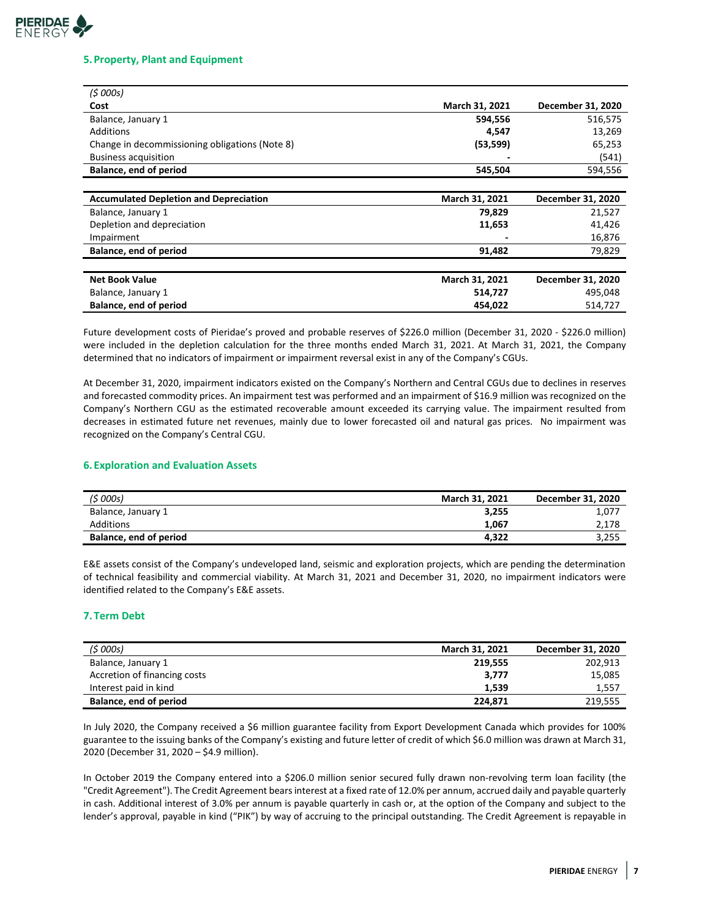## 5. Property, Plant and Equipment

| *($ 000s)* | | |
|---|---|---|
| **Cost** | **March 31, 2021** | **December 31, 2020** |
| Balance, January 1 | **594,556** | 516,575 |
| Additions | **4,547** | 13,269 |
| Change in decommissioning obligations (Note 8) | **(53,599)** | 65,253 |
| Business acquisition | **-** | (541) |
| **Balance, end of period** | **545,504** | 594,556 |

| **Accumulated Depletion and Depreciation** | **March 31, 2021** | **December 31, 2020** |
|---|---|---|
| Balance, January 1 | **79,829** | 21,527 |
| Depletion and depreciation | **11,653** | 41,426 |
| Impairment | **-** | 16,876 |
| **Balance, end of period** | **91,482** | 79,829 |

| **Net Book Value** | **March 31, 2021** | **December 31, 2020** |
|---|---|---|
| Balance, January 1 | **514,727** | 495,048 |
| **Balance, end of period** | **454,022** | 514,727 |

Future development costs of Pieridae's proved and probable reserves of $226.0 million (December 31, 2020 - $226.0 million) were included in the depletion calculation for the three months ended March 31, 2021. At March 31, 2021, the Company determined that no indicators of impairment or impairment reversal exist in any of the Company's CGUs.

At December 31, 2020, impairment indicators existed on the Company's Northern and Central CGUs due to declines in reserves and forecasted commodity prices. An impairment test was performed and an impairment of $16.9 million was recognized on the Company's Northern CGU as the estimated recoverable amount exceeded its carrying value. The impairment resulted from decreases in estimated future net revenues, mainly due to lower forecasted oil and natural gas prices. No impairment was recognized on the Company's Central CGU.

## 6. Exploration and Evaluation Assets

| *($ 000s)* | **March 31, 2021** | **December 31, 2020** |
|---|---|---|
| Balance, January 1 | **3,255** | 1,077 |
| Additions | **1,067** | 2,178 |
| **Balance, end of period** | **4,322** | 3,255 |

E&E assets consist of the Company's undeveloped land, seismic and exploration projects, which are pending the determination of technical feasibility and commercial viability. At March 31, 2021 and December 31, 2020, no impairment indicators were identified related to the Company's E&E assets.

## 7. Term Debt

| *($ 000s)* | **March 31, 2021** | **December 31, 2020** |
|---|---|---|
| Balance, January 1 | **219,555** | 202,913 |
| Accretion of financing costs | **3,777** | 15,085 |
| Interest paid in kind | **1,539** | 1,557 |
| **Balance, end of period** | **224,871** | 219,555 |

In July 2020, the Company received a $6 million guarantee facility from Export Development Canada which provides for 100% guarantee to the issuing banks of the Company's existing and future letter of credit of which $6.0 million was drawn at March 31, 2020 (December 31, 2020 – $4.9 million).

In October 2019 the Company entered into a $206.0 million senior secured fully drawn non-revolving term loan facility (the "Credit Agreement"). The Credit Agreement bears interest at a fixed rate of 12.0% per annum, accrued daily and payable quarterly in cash. Additional interest of 3.0% per annum is payable quarterly in cash or, at the option of the Company and subject to the lender's approval, payable in kind ("PIK") by way of accruing to the principal outstanding. The Credit Agreement is repayable in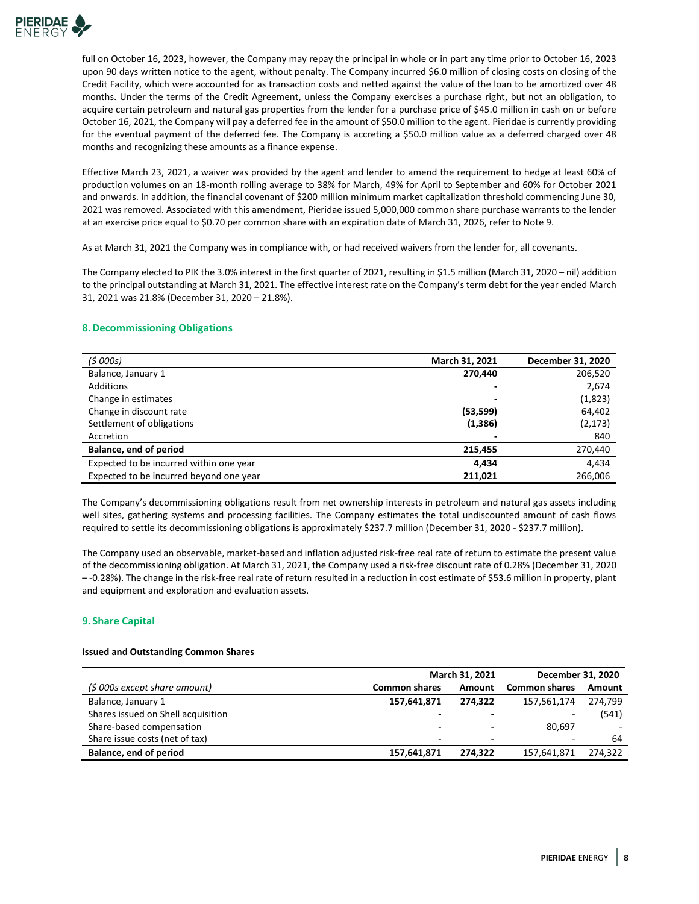full on October 16, 2023, however, the Company may repay the principal in whole or in part any time prior to October 16, 2023 upon 90 days written notice to the agent, without penalty. The Company incurred $6.0 million of closing costs on closing of the Credit Facility, which were accounted for as transaction costs and netted against the value of the loan to be amortized over 48 months. Under the terms of the Credit Agreement, unless the Company exercises a purchase right, but not an obligation, to acquire certain petroleum and natural gas properties from the lender for a purchase price of $45.0 million in cash on or before October 16, 2021, the Company will pay a deferred fee in the amount of $50.0 million to the agent. Pieridae is currently providing for the eventual payment of the deferred fee. The Company is accreting a $50.0 million value as a deferred charged over 48 months and recognizing these amounts as a finance expense.

Effective March 23, 2021, a waiver was provided by the agent and lender to amend the requirement to hedge at least 60% of production volumes on an 18-month rolling average to 38% for March, 49% for April to September and 60% for October 2021 and onwards. In addition, the financial covenant of $200 million minimum market capitalization threshold commencing June 30, 2021 was removed. Associated with this amendment, Pieridae issued 5,000,000 common share purchase warrants to the lender at an exercise price equal to $0.70 per common share with an expiration date of March 31, 2026, refer to Note 9.

As at March 31, 2021 the Company was in compliance with, or had received waivers from the lender for, all covenants.

The Company elected to PIK the 3.0% interest in the first quarter of 2021, resulting in $1.5 million (March 31, 2020 – nil) addition to the principal outstanding at March 31, 2021. The effective interest rate on the Company's term debt for the year ended March 31, 2021 was 21.8% (December 31, 2020 – 21.8%).

## 8. Decommissioning Obligations

| *($ 000s)* | **March 31, 2021** | **December 31, 2020** |
|---|---|---|
| Balance, January 1 | **270,440** | 206,520 |
| Additions | **-** | 2,674 |
| Change in estimates | **-** | (1,823) |
| Change in discount rate | **(53,599)** | 64,402 |
| Settlement of obligations | **(1,386)** | (2,173) |
| Accretion | **-** | 840 |
| **Balance, end of period** | **215,455** | 270,440 |
| Expected to be incurred within one year | **4,434** | 4,434 |
| Expected to be incurred beyond one year | **211,021** | 266,006 |

The Company's decommissioning obligations result from net ownership interests in petroleum and natural gas assets including well sites, gathering systems and processing facilities. The Company estimates the total undiscounted amount of cash flows required to settle its decommissioning obligations is approximately $237.7 million (December 31, 2020 - $237.7 million).

The Company used an observable, market-based and inflation adjusted risk-free real rate of return to estimate the present value of the decommissioning obligation. At March 31, 2021, the Company used a risk-free discount rate of 0.28% (December 31, 2020 – -0.28%). The change in the risk-free real rate of return resulted in a reduction in cost estimate of $53.6 million in property, plant and equipment and exploration and evaluation assets.

## 9. Share Capital

**Issued and Outstanding Common Shares**

| | **March 31, 2021** | | **December 31, 2020** | |
|---|---|---|---|---|
| *($ 000s except share amount)* | **Common shares** | **Amount** | **Common shares** | **Amount** |
| Balance, January 1 | **157,641,871** | **274,322** | 157,561,174 | 274,799 |
| Shares issued on Shell acquisition | **-** | **-** | - | (541) |
| Share-based compensation | **-** | **-** | 80,697 | - |
| Share issue costs (net of tax) | **-** | **-** | - | 64 |
| **Balance, end of period** | **157,641,871** | **274,322** | 157,641,871 | 274,322 |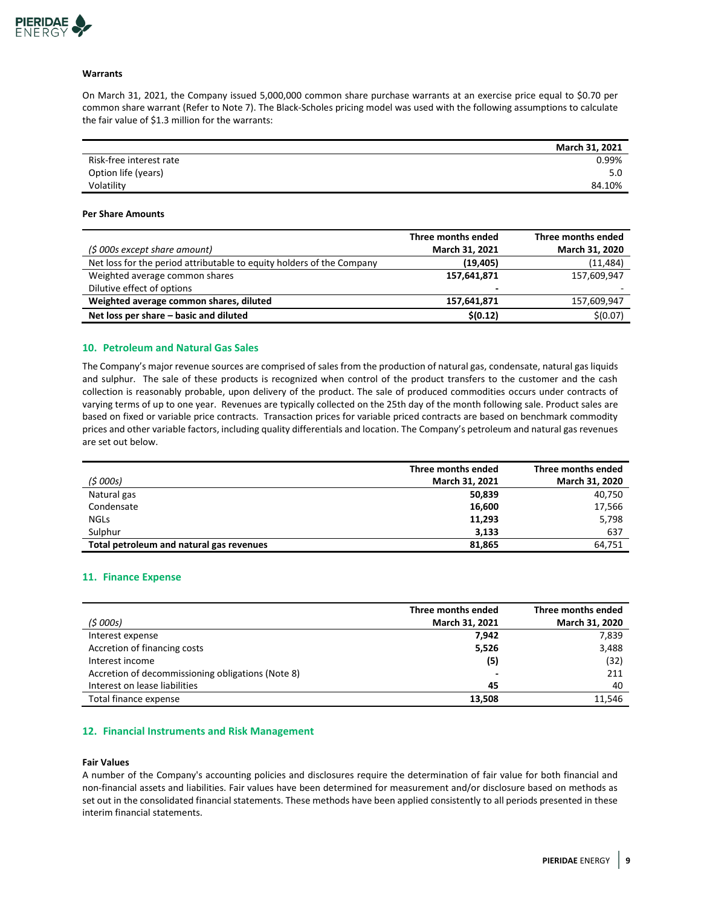**Warrants**

On March 31, 2021, the Company issued 5,000,000 common share purchase warrants at an exercise price equal to $0.70 per common share warrant (Refer to Note 7). The Black-Scholes pricing model was used with the following assumptions to calculate the fair value of $1.3 million for the warrants:

| | March 31, 2021 |
|---|---|
| Risk-free interest rate | 0.99% |
| Option life (years) | 5.0 |
| Volatility | 84.10% |

**Per Share Amounts**

| *($ 000s except share amount)* | Three months ended March 31, 2021 | Three months ended March 31, 2020 |
|---|---|---|
| Net loss for the period attributable to equity holders of the Company | **(19,405)** | (11,484) |
| Weighted average common shares | **157,641,871** | 157,609,947 |
| Dilutive effect of options | **-** | - |
| **Weighted average common shares, diluted** | **157,641,871** | 157,609,947 |
| **Net loss per share – basic and diluted** | **$(0.12)** | $(0.07) |

## 10. Petroleum and Natural Gas Sales

The Company's major revenue sources are comprised of sales from the production of natural gas, condensate, natural gas liquids and sulphur. The sale of these products is recognized when control of the product transfers to the customer and the cash collection is reasonably probable, upon delivery of the product. The sale of produced commodities occurs under contracts of varying terms of up to one year. Revenues are typically collected on the 25th day of the month following sale. Product sales are based on fixed or variable price contracts. Transaction prices for variable priced contracts are based on benchmark commodity prices and other variable factors, including quality differentials and location. The Company's petroleum and natural gas revenues are set out below.

| *($ 000s)* | Three months ended March 31, 2021 | Three months ended March 31, 2020 |
|---|---|---|
| Natural gas | **50,839** | 40,750 |
| Condensate | **16,600** | 17,566 |
| NGLs | **11,293** | 5,798 |
| Sulphur | **3,133** | 637 |
| **Total petroleum and natural gas revenues** | **81,865** | 64,751 |

## 11. Finance Expense

| *($ 000s)* | Three months ended March 31, 2021 | Three months ended March 31, 2020 |
|---|---|---|
| Interest expense | **7,942** | 7,839 |
| Accretion of financing costs | **5,526** | 3,488 |
| Interest income | **(5)** | (32) |
| Accretion of decommissioning obligations (Note 8) | **-** | 211 |
| Interest on lease liabilities | **45** | 40 |
| Total finance expense | **13,508** | 11,546 |

## 12. Financial Instruments and Risk Management

**Fair Values**

A number of the Company's accounting policies and disclosures require the determination of fair value for both financial and non-financial assets and liabilities. Fair values have been determined for measurement and/or disclosure based on methods as set out in the consolidated financial statements. These methods have been applied consistently to all periods presented in these interim financial statements.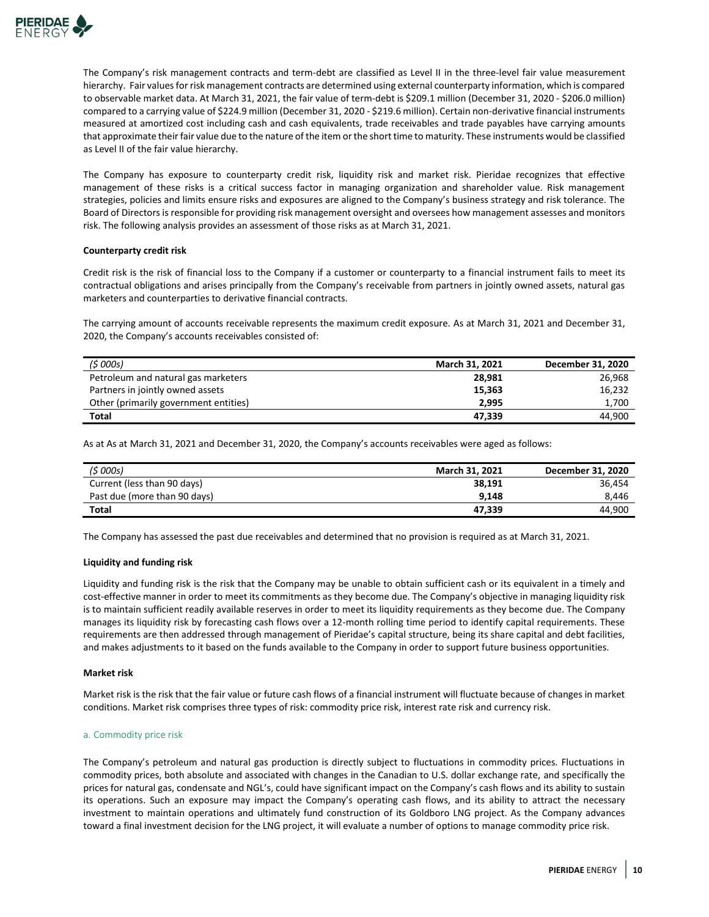The Company's risk management contracts and term-debt are classified as Level II in the three-level fair value measurement hierarchy. Fair values for risk management contracts are determined using external counterparty information, which is compared to observable market data. At March 31, 2021, the fair value of term-debt is \$209.1 million (December 31, 2020 - \$206.0 million) compared to a carrying value of \$224.9 million (December 31, 2020 - \$219.6 million). Certain non-derivative financial instruments measured at amortized cost including cash and cash equivalents, trade receivables and trade payables have carrying amounts that approximate their fair value due to the nature of the item or the short time to maturity. These instruments would be classified as Level II of the fair value hierarchy.

The Company has exposure to counterparty credit risk, liquidity risk and market risk. Pieridae recognizes that effective management of these risks is a critical success factor in managing organization and shareholder value. Risk management strategies, policies and limits ensure risks and exposures are aligned to the Company's business strategy and risk tolerance. The Board of Directors is responsible for providing risk management oversight and oversees how management assesses and monitors risk. The following analysis provides an assessment of those risks as at March 31, 2021.

**Counterparty credit risk**

Credit risk is the risk of financial loss to the Company if a customer or counterparty to a financial instrument fails to meet its contractual obligations and arises principally from the Company's receivable from partners in jointly owned assets, natural gas marketers and counterparties to derivative financial contracts.

The carrying amount of accounts receivable represents the maximum credit exposure. As at March 31, 2021 and December 31, 2020, the Company's accounts receivables consisted of:

| *($ 000s)* | **March 31, 2021** | **December 31, 2020** |
|---|---|---|
| Petroleum and natural gas marketers | **28,981** | 26,968 |
| Partners in jointly owned assets | **15,363** | 16,232 |
| Other (primarily government entities) | **2,995** | 1,700 |
| **Total** | **47,339** | 44,900 |

As at As at March 31, 2021 and December 31, 2020, the Company's accounts receivables were aged as follows:

| *($ 000s)* | **March 31, 2021** | **December 31, 2020** |
|---|---|---|
| Current (less than 90 days) | **38,191** | 36,454 |
| Past due (more than 90 days) | **9,148** | 8,446 |
| **Total** | **47,339** | 44,900 |

The Company has assessed the past due receivables and determined that no provision is required as at March 31, 2021.

**Liquidity and funding risk**

Liquidity and funding risk is the risk that the Company may be unable to obtain sufficient cash or its equivalent in a timely and cost-effective manner in order to meet its commitments as they become due. The Company's objective in managing liquidity risk is to maintain sufficient readily available reserves in order to meet its liquidity requirements as they become due. The Company manages its liquidity risk by forecasting cash flows over a 12-month rolling time period to identify capital requirements. These requirements are then addressed through management of Pieridae's capital structure, being its share capital and debt facilities, and makes adjustments to it based on the funds available to the Company in order to support future business opportunities.

**Market risk**

Market risk is the risk that the fair value or future cash flows of a financial instrument will fluctuate because of changes in market conditions. Market risk comprises three types of risk: commodity price risk, interest rate risk and currency risk.

a. Commodity price risk

The Company's petroleum and natural gas production is directly subject to fluctuations in commodity prices. Fluctuations in commodity prices, both absolute and associated with changes in the Canadian to U.S. dollar exchange rate, and specifically the prices for natural gas, condensate and NGL's, could have significant impact on the Company's cash flows and its ability to sustain its operations. Such an exposure may impact the Company's operating cash flows, and its ability to attract the necessary investment to maintain operations and ultimately fund construction of its Goldboro LNG project. As the Company advances toward a final investment decision for the LNG project, it will evaluate a number of options to manage commodity price risk.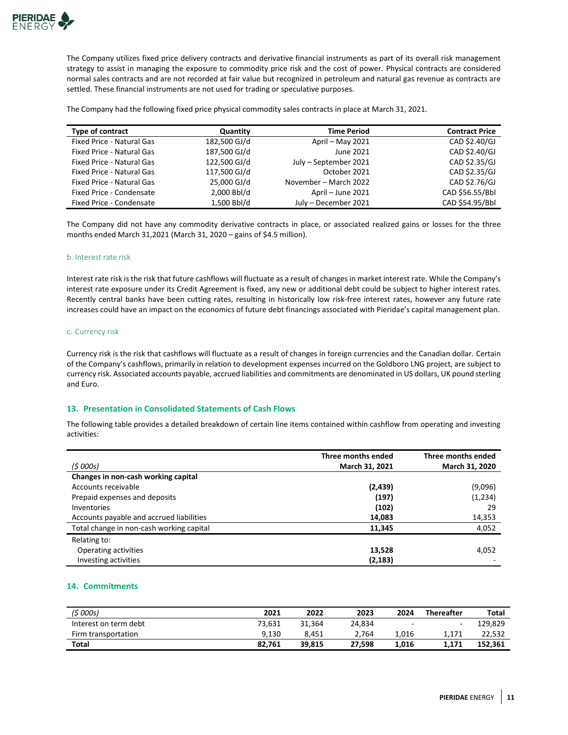The Company utilizes fixed price delivery contracts and derivative financial instruments as part of its overall risk management strategy to assist in managing the exposure to commodity price risk and the cost of power. Physical contracts are considered normal sales contracts and are not recorded at fair value but recognized in petroleum and natural gas revenue as contracts are settled. These financial instruments are not used for trading or speculative purposes.

The Company had the following fixed price physical commodity sales contracts in place at March 31, 2021.

| Type of contract | Quantity | Time Period | Contract Price |
|---|---|---|---|
| Fixed Price - Natural Gas | 182,500 GJ/d | April – May 2021 | CAD $2.40/GJ |
| Fixed Price - Natural Gas | 187,500 GJ/d | June 2021 | CAD $2.40/GJ |
| Fixed Price - Natural Gas | 122,500 GJ/d | July – September 2021 | CAD $2.35/GJ |
| Fixed Price - Natural Gas | 117,500 GJ/d | October 2021 | CAD $2.35/GJ |
| Fixed Price - Natural Gas | 25,000 GJ/d | November – March 2022 | CAD $2.76/GJ |
| Fixed Price - Condensate | 2,000 Bbl/d | April – June 2021 | CAD $56.55/Bbl |
| Fixed Price - Condensate | 1,500 Bbl/d | July – December 2021 | CAD $54.95/Bbl |

The Company did not have any commodity derivative contracts in place, or associated realized gains or losses for the three months ended March 31,2021 (March 31, 2020 – gains of $4.5 million).

### b. Interest rate risk

Interest rate risk is the risk that future cashflows will fluctuate as a result of changes in market interest rate. While the Company's interest rate exposure under its Credit Agreement is fixed, any new or additional debt could be subject to higher interest rates. Recently central banks have been cutting rates, resulting in historically low risk-free interest rates, however any future rate increases could have an impact on the economics of future debt financings associated with Pieridae's capital management plan.

### c. Currency risk

Currency risk is the risk that cashflows will fluctuate as a result of changes in foreign currencies and the Canadian dollar. Certain of the Company's cashflows, primarily in relation to development expenses incurred on the Goldboro LNG project, are subject to currency risk. Associated accounts payable, accrued liabilities and commitments are denominated in US dollars, UK pound sterling and Euro.

## 13. Presentation in Consolidated Statements of Cash Flows

The following table provides a detailed breakdown of certain line items contained within cashflow from operating and investing activities:

| *($ 000s)* | Three months ended March 31, 2021 | Three months ended March 31, 2020 |
|---|---|---|
| **Changes in non-cash working capital** | | |
| Accounts receivable | **(2,439)** | (9,096) |
| Prepaid expenses and deposits | **(197)** | (1,234) |
| Inventories | **(102)** | 29 |
| Accounts payable and accrued liabilities | **14,083** | 14,353 |
| Total change in non-cash working capital | **11,345** | 4,052 |
| Relating to: | | |
| Operating activities | **13,528** | 4,052 |
| Investing activities | **(2,183)** | - |

## 14. Commitments

| *($ 000s)* | 2021 | 2022 | 2023 | 2024 | Thereafter | Total |
|---|---|---|---|---|---|---|
| Interest on term debt | 73,631 | 31,364 | 24,834 | - | - | 129,829 |
| Firm transportation | 9,130 | 8,451 | 2,764 | 1,016 | 1,171 | 22,532 |
| **Total** | **82,761** | **39,815** | **27,598** | **1,016** | **1,171** | **152,361** |